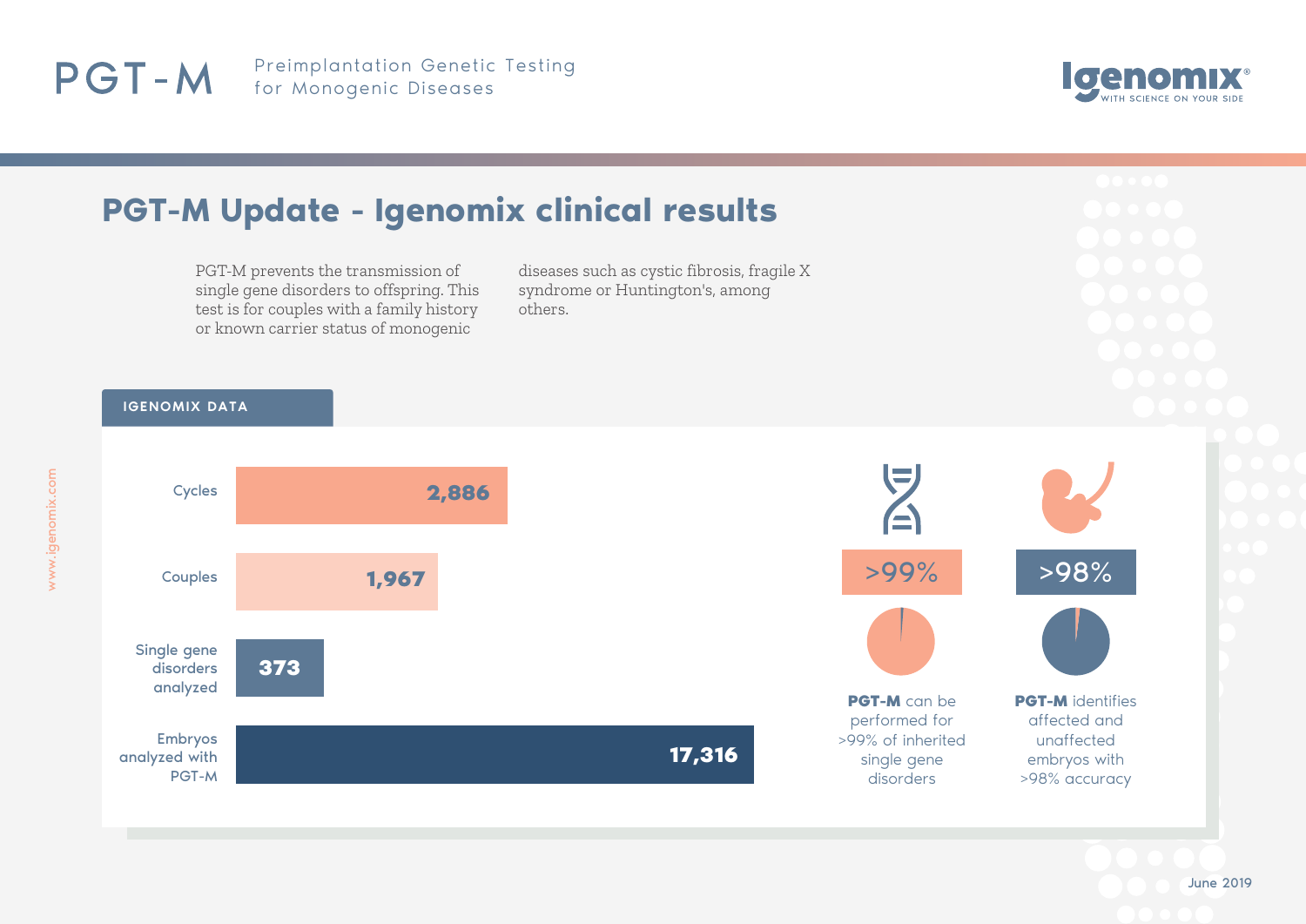# PGT-M

Preimplantation Genetic Testing for Monogenic Diseases

Igenomix® — WITH SCIENCE ON YOUR SIDE

## PGT-M Update - Igenomix clinical results

PGT-M prevents the transmission of single gene disorders to offspring. This test is for couples with a family history or known carrier status of monogenic diseases such as cystic fibrosis, fragile X syndrome or Huntington's, among others.

### IGENOMIX DATA

| | |
|---|---|
| Cycles | 2,886 |
| Couples | 1,967 |
| Single gene disorders analyzed | 373 |
| Embryos analyzed with PGT-M | 17,316 |

**>99%**

**PGT-M** can be performed for >99% of inherited single gene disorders

**>98%**

**PGT-M** identifies affected and unaffected embryos with >98% accuracy

www.igenomix.com

June 2019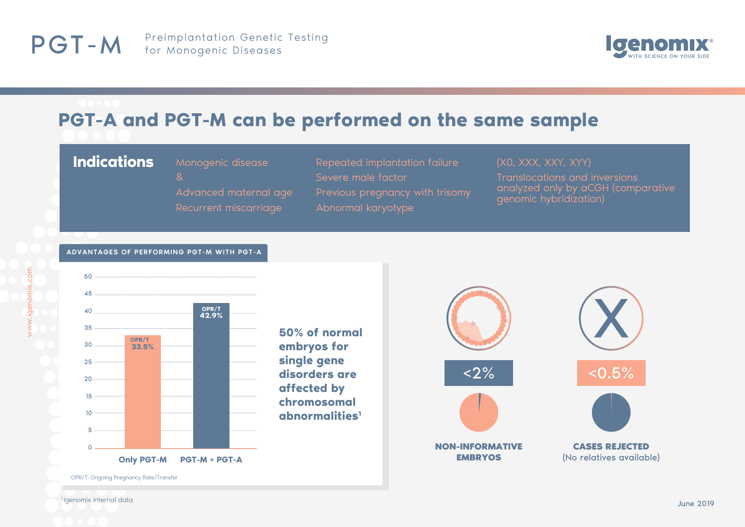# PGT-M

Preimplantation Genetic Testing for Monogenic Diseases

Igenomix®
WITH SCIENCE ON YOUR SIDE

## PGT-A and PGT-M can be performed on the same sample

**Indications**

- Monogenic disease
- &
- Advanced maternal age
- Recurrent miscarriage
- Repeated implantation failure
- Severe male factor
- Previous pregnancy with trisomy
- Abnormal karyotype
- (X0, XXX, XXY, XYY)
- Translocations and inversions analyzed only by aCGH (comparative genomic hybridization)

### ADVANTAGES OF PERFORMING PGT-M WITH PGT-A

50
45
40
35
30
25
20
15
10
5
0

OPR/T
33.5%

OPR/T
42.9%

Only PGT-M

PGT-M + PGT-A

OPR/T: Ongoing Pregnancy Rate/Transfer

**50% of normal embryos for single gene disorders are affected by chromosomal abnormalities**[1]

<2%

**NON-INFORMATIVE EMBRYOS**

<0.5%

**CASES REJECTED**
(No relatives available)

[1] Igenomix internal data

www.igenomix.com

June 2019